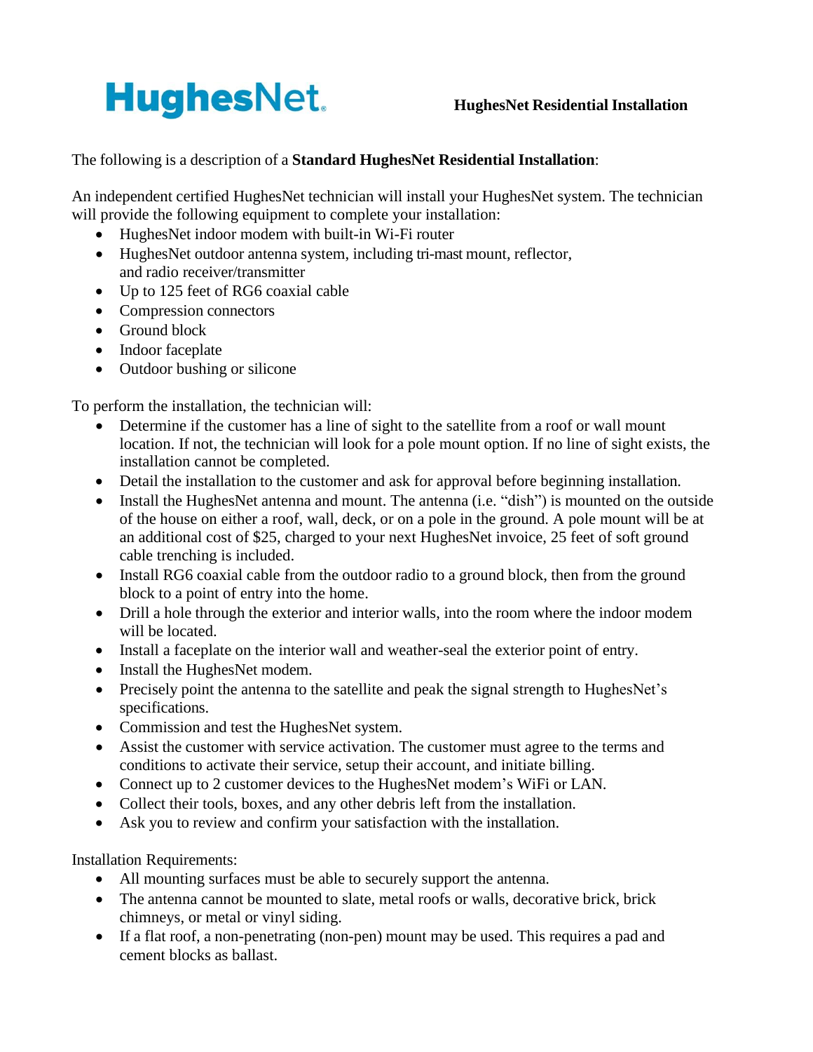**HughesNet**

# HughesNet Residential Installation

The following is a description of a **Standard HughesNet Residential Installation**:

An independent certified HughesNet technician will install your HughesNet system. The technician will provide the following equipment to complete your installation:

- HughesNet indoor modem with built-in Wi-Fi router
- HughesNet outdoor antenna system, including tri-mast mount, reflector, and radio receiver/transmitter
- Up to 125 feet of RG6 coaxial cable
- Compression connectors
- Ground block
- Indoor faceplate
- Outdoor bushing or silicone

To perform the installation, the technician will:

- Determine if the customer has a line of sight to the satellite from a roof or wall mount location. If not, the technician will look for a pole mount option. If no line of sight exists, the installation cannot be completed.
- Detail the installation to the customer and ask for approval before beginning installation.
- Install the HughesNet antenna and mount. The antenna (i.e. "dish") is mounted on the outside of the house on either a roof, wall, deck, or on a pole in the ground. A pole mount will be at an additional cost of $25, charged to your next HughesNet invoice, 25 feet of soft ground cable trenching is included.
- Install RG6 coaxial cable from the outdoor radio to a ground block, then from the ground block to a point of entry into the home.
- Drill a hole through the exterior and interior walls, into the room where the indoor modem will be located.
- Install a faceplate on the interior wall and weather-seal the exterior point of entry.
- Install the HughesNet modem.
- Precisely point the antenna to the satellite and peak the signal strength to HughesNet's specifications.
- Commission and test the HughesNet system.
- Assist the customer with service activation. The customer must agree to the terms and conditions to activate their service, setup their account, and initiate billing.
- Connect up to 2 customer devices to the HughesNet modem's WiFi or LAN.
- Collect their tools, boxes, and any other debris left from the installation.
- Ask you to review and confirm your satisfaction with the installation.

Installation Requirements:

- All mounting surfaces must be able to securely support the antenna.
- The antenna cannot be mounted to slate, metal roofs or walls, decorative brick, brick chimneys, or metal or vinyl siding.
- If a flat roof, a non-penetrating (non-pen) mount may be used. This requires a pad and cement blocks as ballast.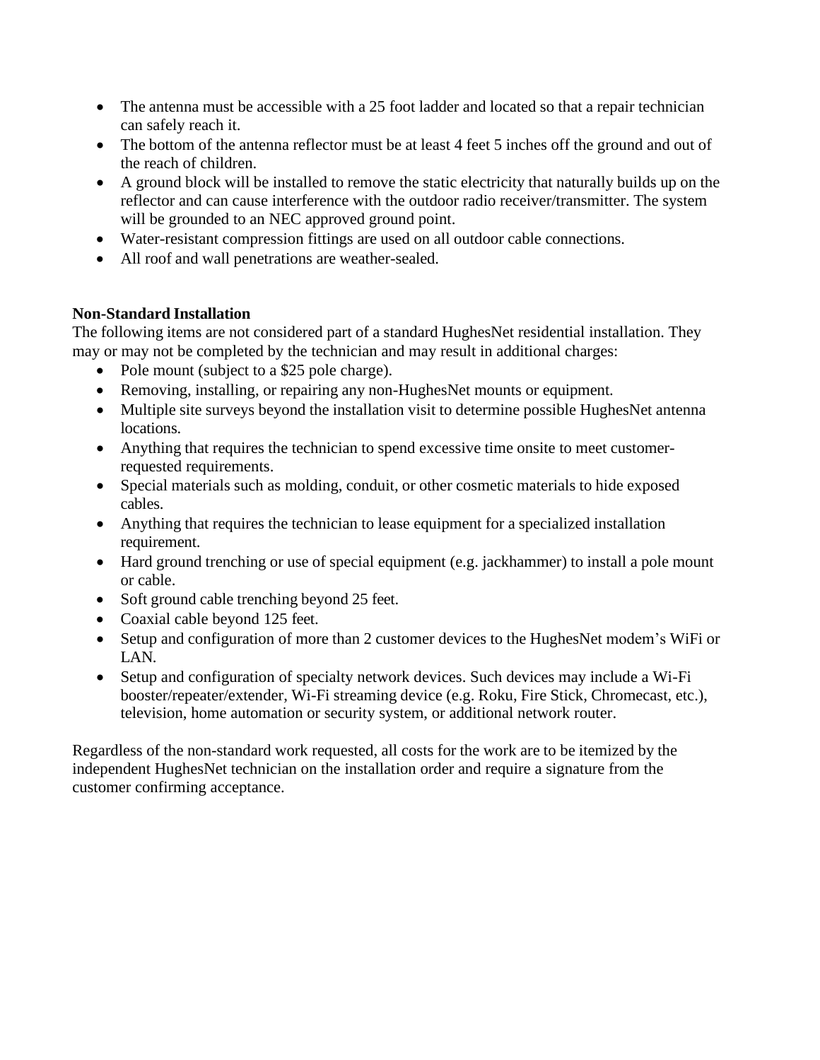- The antenna must be accessible with a 25 foot ladder and located so that a repair technician can safely reach it.
- The bottom of the antenna reflector must be at least 4 feet 5 inches off the ground and out of the reach of children.
- A ground block will be installed to remove the static electricity that naturally builds up on the reflector and can cause interference with the outdoor radio receiver/transmitter. The system will be grounded to an NEC approved ground point.
- Water-resistant compression fittings are used on all outdoor cable connections.
- All roof and wall penetrations are weather-sealed.

**Non-Standard Installation**

The following items are not considered part of a standard HughesNet residential installation. They may or may not be completed by the technician and may result in additional charges:

- Pole mount (subject to a $25 pole charge).
- Removing, installing, or repairing any non-HughesNet mounts or equipment.
- Multiple site surveys beyond the installation visit to determine possible HughesNet antenna locations.
- Anything that requires the technician to spend excessive time onsite to meet customer-requested requirements.
- Special materials such as molding, conduit, or other cosmetic materials to hide exposed cables.
- Anything that requires the technician to lease equipment for a specialized installation requirement.
- Hard ground trenching or use of special equipment (e.g. jackhammer) to install a pole mount or cable.
- Soft ground cable trenching beyond 25 feet.
- Coaxial cable beyond 125 feet.
- Setup and configuration of more than 2 customer devices to the HughesNet modem's WiFi or LAN.
- Setup and configuration of specialty network devices. Such devices may include a Wi-Fi booster/repeater/extender, Wi-Fi streaming device (e.g. Roku, Fire Stick, Chromecast, etc.), television, home automation or security system, or additional network router.

Regardless of the non-standard work requested, all costs for the work are to be itemized by the independent HughesNet technician on the installation order and require a signature from the customer confirming acceptance.